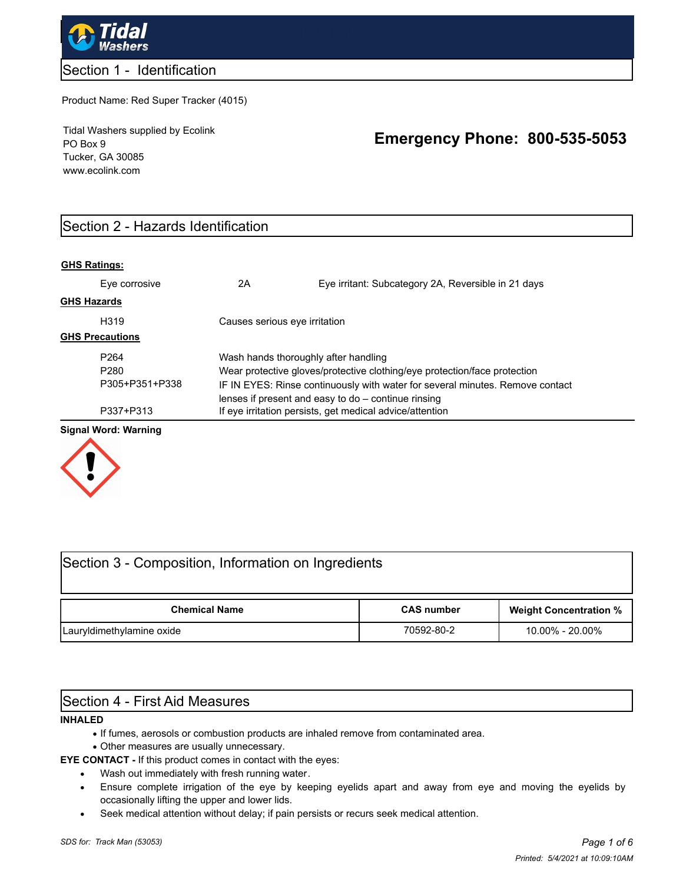# Tidal Washers

## Section 1 - Identification

Product Name: Red Super Tracker (4015)

Tidal Washers supplied by Ecolink
PO Box 9
Tucker, GA 30085
www.ecolink.com

**Emergency Phone: 800-535-5053**

## Section 2 - Hazards Identification

**GHS Ratings:**

| | | |
|---|---|---|
| Eye corrosive | 2A | Eye irritant: Subcategory 2A, Reversible in 21 days |

**GHS Hazards**

| | |
|---|---|
| H319 | Causes serious eye irritation |

**GHS Precautions**

| | |
|---|---|
| P264 | Wash hands thoroughly after handling |
| P280 | Wear protective gloves/protective clothing/eye protection/face protection |
| P305+P351+P338 | IF IN EYES: Rinse continuously with water for several minutes. Remove contact lenses if present and easy to do – continue rinsing |
| P337+P313 | If eye irritation persists, get medical advice/attention |

**Signal Word: Warning**

## Section 3 - Composition, Information on Ingredients

| Chemical Name | CAS number | Weight Concentration % |
|---|---|---|
| Lauryldimethylamine oxide | 70592-80-2 | 10.00% - 20.00% |

## Section 4 - First Aid Measures

**INHALED**

- If fumes, aerosols or combustion products are inhaled remove from contaminated area.
- Other measures are usually unnecessary.

**EYE CONTACT -** If this product comes in contact with the eyes:

- Wash out immediately with fresh running water.
- Ensure complete irrigation of the eye by keeping eyelids apart and away from eye and moving the eyelids by occasionally lifting the upper and lower lids.
- Seek medical attention without delay; if pain persists or recurs seek medical attention.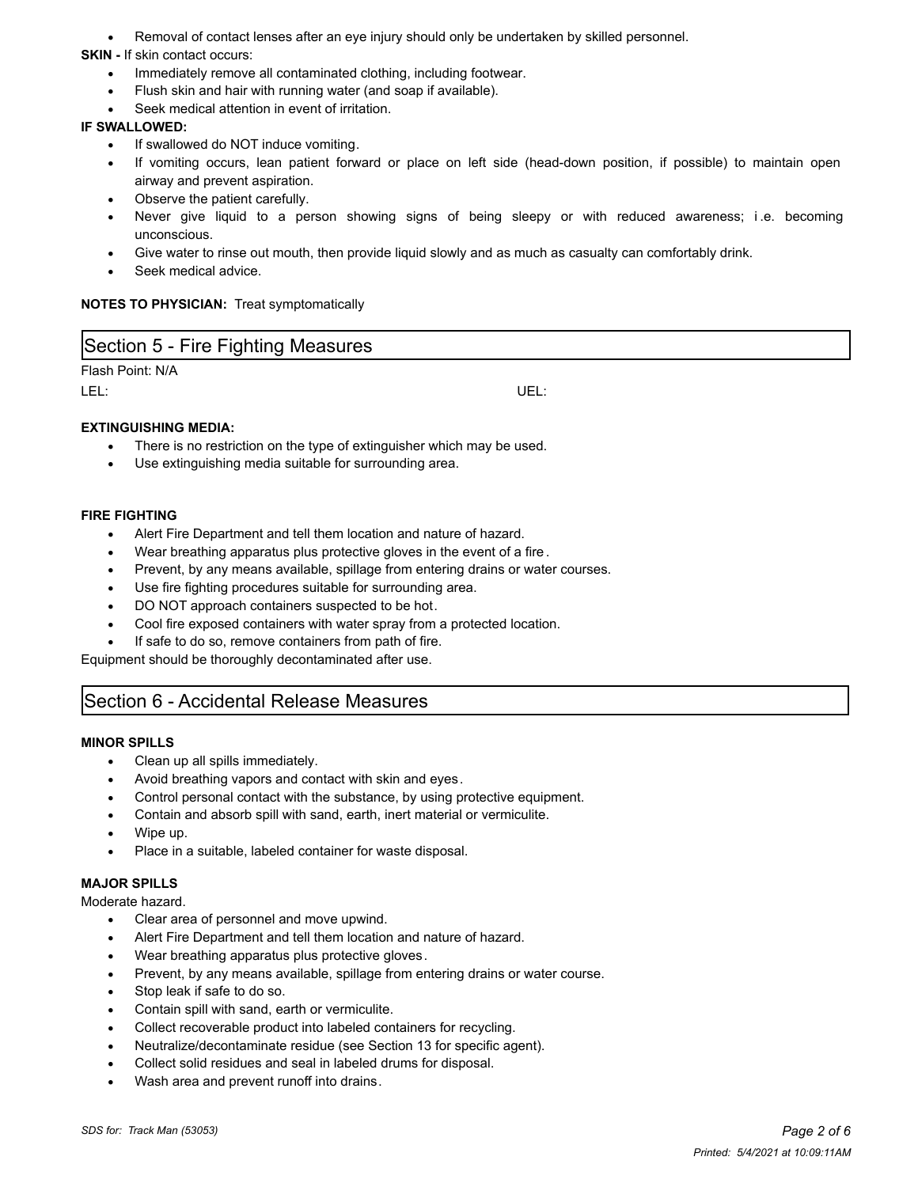- Removal of contact lenses after an eye injury should only be undertaken by skilled personnel.

**SKIN -** If skin contact occurs:

- Immediately remove all contaminated clothing, including footwear.
- Flush skin and hair with running water (and soap if available).
- Seek medical attention in event of irritation.

**IF SWALLOWED:**

- If swallowed do NOT induce vomiting.
- If vomiting occurs, lean patient forward or place on left side (head-down position, if possible) to maintain open airway and prevent aspiration.
- Observe the patient carefully.
- Never give liquid to a person showing signs of being sleepy or with reduced awareness; i.e. becoming unconscious.
- Give water to rinse out mouth, then provide liquid slowly and as much as casualty can comfortably drink.
- Seek medical advice.

**NOTES TO PHYSICIAN:** Treat symptomatically

## Section 5 - Fire Fighting Measures

Flash Point: N/A

LEL: UEL:

**EXTINGUISHING MEDIA:**

- There is no restriction on the type of extinguisher which may be used.
- Use extinguishing media suitable for surrounding area.

**FIRE FIGHTING**

- Alert Fire Department and tell them location and nature of hazard.
- Wear breathing apparatus plus protective gloves in the event of a fire.
- Prevent, by any means available, spillage from entering drains or water courses.
- Use fire fighting procedures suitable for surrounding area.
- DO NOT approach containers suspected to be hot.
- Cool fire exposed containers with water spray from a protected location.
- If safe to do so, remove containers from path of fire.

Equipment should be thoroughly decontaminated after use.

## Section 6 - Accidental Release Measures

**MINOR SPILLS**

- Clean up all spills immediately.
- Avoid breathing vapors and contact with skin and eyes.
- Control personal contact with the substance, by using protective equipment.
- Contain and absorb spill with sand, earth, inert material or vermiculite.
- Wipe up.
- Place in a suitable, labeled container for waste disposal.

**MAJOR SPILLS**

Moderate hazard.

- Clear area of personnel and move upwind.
- Alert Fire Department and tell them location and nature of hazard.
- Wear breathing apparatus plus protective gloves.
- Prevent, by any means available, spillage from entering drains or water course.
- Stop leak if safe to do so.
- Contain spill with sand, earth or vermiculite.
- Collect recoverable product into labeled containers for recycling.
- Neutralize/decontaminate residue (see Section 13 for specific agent).
- Collect solid residues and seal in labeled drums for disposal.
- Wash area and prevent runoff into drains.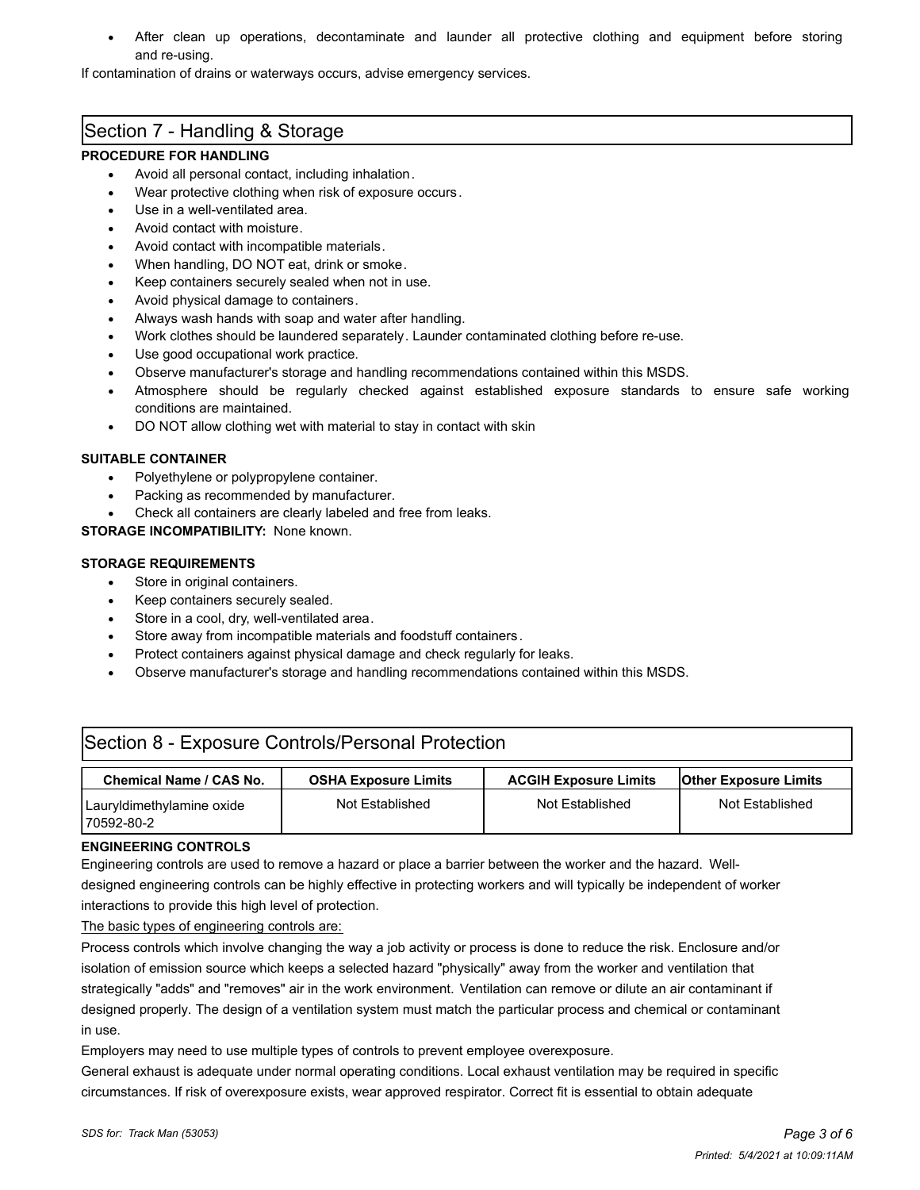- After clean up operations, decontaminate and launder all protective clothing and equipment before storing and re-using.

If contamination of drains or waterways occurs, advise emergency services.

## Section 7 - Handling & Storage

**PROCEDURE FOR HANDLING**

- Avoid all personal contact, including inhalation.
- Wear protective clothing when risk of exposure occurs.
- Use in a well-ventilated area.
- Avoid contact with moisture.
- Avoid contact with incompatible materials.
- When handling, DO NOT eat, drink or smoke.
- Keep containers securely sealed when not in use.
- Avoid physical damage to containers.
- Always wash hands with soap and water after handling.
- Work clothes should be laundered separately. Launder contaminated clothing before re-use.
- Use good occupational work practice.
- Observe manufacturer's storage and handling recommendations contained within this MSDS.
- Atmosphere should be regularly checked against established exposure standards to ensure safe working conditions are maintained.
- DO NOT allow clothing wet with material to stay in contact with skin

**SUITABLE CONTAINER**

- Polyethylene or polypropylene container.
- Packing as recommended by manufacturer.
- Check all containers are clearly labeled and free from leaks.

**STORAGE INCOMPATIBILITY:** None known.

**STORAGE REQUIREMENTS**

- Store in original containers.
- Keep containers securely sealed.
- Store in a cool, dry, well-ventilated area.
- Store away from incompatible materials and foodstuff containers.
- Protect containers against physical damage and check regularly for leaks.
- Observe manufacturer's storage and handling recommendations contained within this MSDS.

## Section 8 - Exposure Controls/Personal Protection

| Chemical Name / CAS No. | OSHA Exposure Limits | ACGIH Exposure Limits | Other Exposure Limits |
|---|---|---|---|
| Lauryldimethylamine oxide 70592-80-2 | Not Established | Not Established | Not Established |

**ENGINEERING CONTROLS**

Engineering controls are used to remove a hazard or place a barrier between the worker and the hazard. Well-designed engineering controls can be highly effective in protecting workers and will typically be independent of worker interactions to provide this high level of protection.

The basic types of engineering controls are:

Process controls which involve changing the way a job activity or process is done to reduce the risk. Enclosure and/or isolation of emission source which keeps a selected hazard "physically" away from the worker and ventilation that strategically "adds" and "removes" air in the work environment. Ventilation can remove or dilute an air contaminant if designed properly. The design of a ventilation system must match the particular process and chemical or contaminant in use.

Employers may need to use multiple types of controls to prevent employee overexposure.

General exhaust is adequate under normal operating conditions. Local exhaust ventilation may be required in specific circumstances. If risk of overexposure exists, wear approved respirator. Correct fit is essential to obtain adequate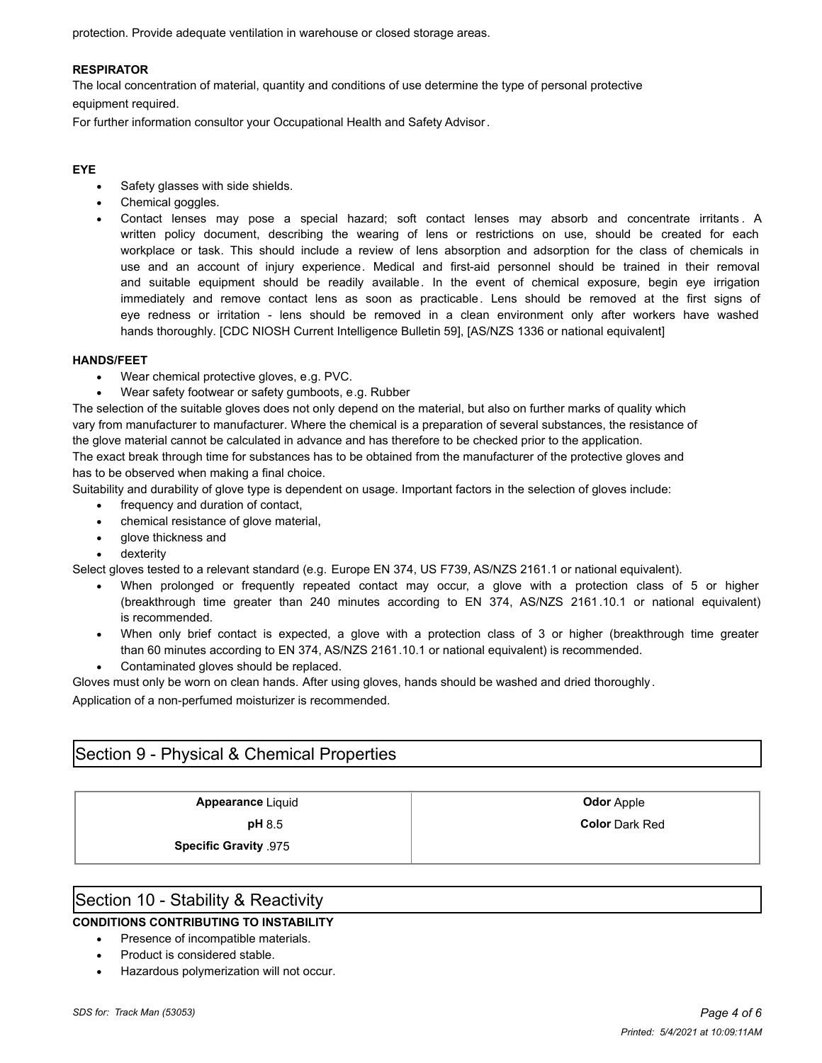protection. Provide adequate ventilation in warehouse or closed storage areas.

**RESPIRATOR**

The local concentration of material, quantity and conditions of use determine the type of personal protective equipment required.

For further information consultor your Occupational Health and Safety Advisor.

**EYE**

- Safety glasses with side shields.
- Chemical goggles.
- Contact lenses may pose a special hazard; soft contact lenses may absorb and concentrate irritants. A written policy document, describing the wearing of lens or restrictions on use, should be created for each workplace or task. This should include a review of lens absorption and adsorption for the class of chemicals in use and an account of injury experience. Medical and first-aid personnel should be trained in their removal and suitable equipment should be readily available. In the event of chemical exposure, begin eye irrigation immediately and remove contact lens as soon as practicable. Lens should be removed at the first signs of eye redness or irritation - lens should be removed in a clean environment only after workers have washed hands thoroughly. [CDC NIOSH Current Intelligence Bulletin 59], [AS/NZS 1336 or national equivalent]

**HANDS/FEET**

- Wear chemical protective gloves, e.g. PVC.
- Wear safety footwear or safety gumboots, e.g. Rubber

The selection of the suitable gloves does not only depend on the material, but also on further marks of quality which vary from manufacturer to manufacturer. Where the chemical is a preparation of several substances, the resistance of the glove material cannot be calculated in advance and has therefore to be checked prior to the application.

The exact break through time for substances has to be obtained from the manufacturer of the protective gloves and has to be observed when making a final choice.

Suitability and durability of glove type is dependent on usage. Important factors in the selection of gloves include:

- frequency and duration of contact,
- chemical resistance of glove material,
- glove thickness and
- dexterity

Select gloves tested to a relevant standard (e.g. Europe EN 374, US F739, AS/NZS 2161.1 or national equivalent).

- When prolonged or frequently repeated contact may occur, a glove with a protection class of 5 or higher (breakthrough time greater than 240 minutes according to EN 374, AS/NZS 2161.10.1 or national equivalent) is recommended.
- When only brief contact is expected, a glove with a protection class of 3 or higher (breakthrough time greater than 60 minutes according to EN 374, AS/NZS 2161.10.1 or national equivalent) is recommended.
- Contaminated gloves should be replaced.

Gloves must only be worn on clean hands. After using gloves, hands should be washed and dried thoroughly.

Application of a non-perfumed moisturizer is recommended.

## Section 9 - Physical & Chemical Properties

| | |
|---|---|
| **Appearance** Liquid | **Odor** Apple |
| **pH** 8.5 | **Color** Dark Red |
| **Specific Gravity** .975 | |

## Section 10 - Stability & Reactivity

**CONDITIONS CONTRIBUTING TO INSTABILITY**

- Presence of incompatible materials.
- Product is considered stable.
- Hazardous polymerization will not occur.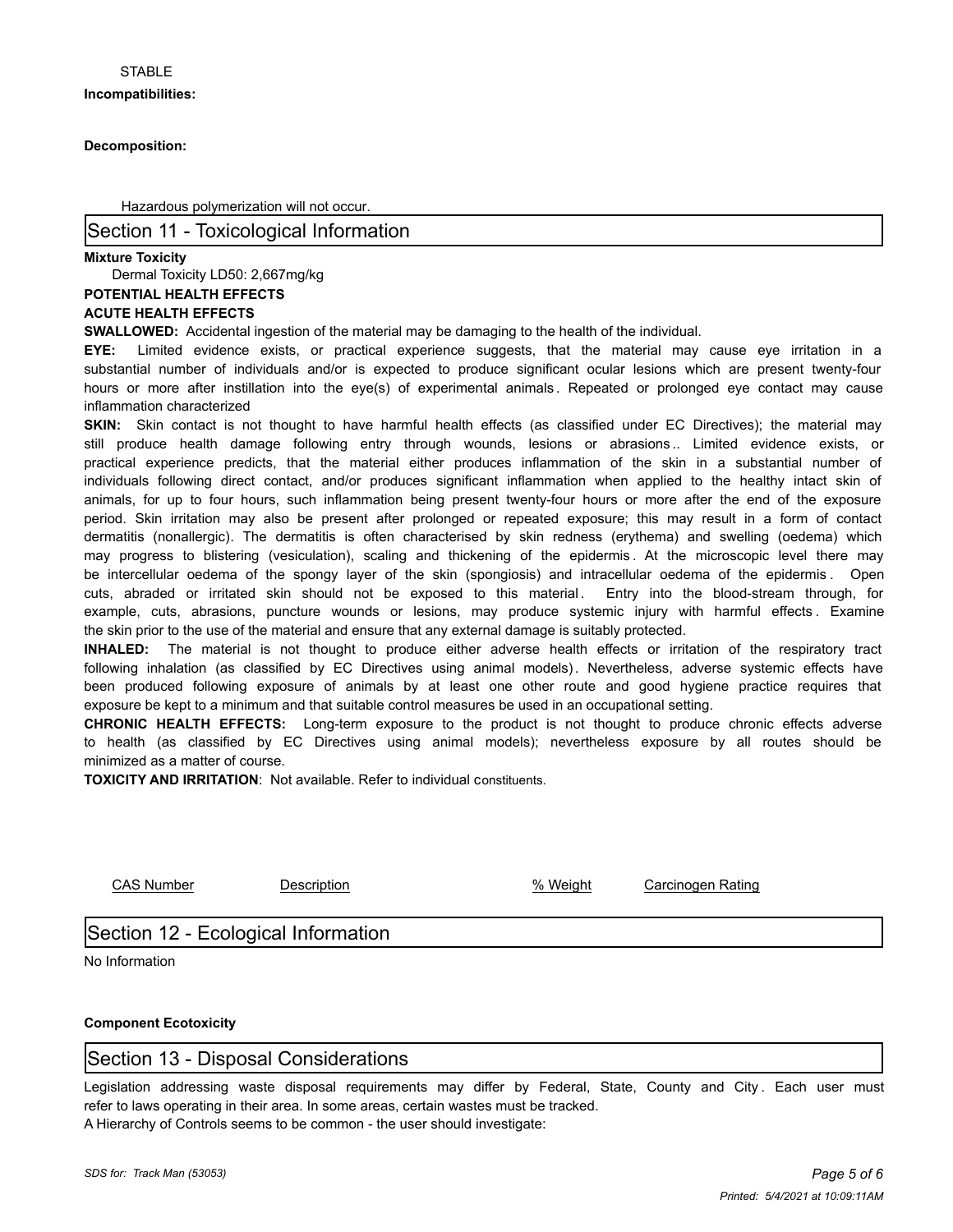STABLE

**Incompatibilities:**

**Decomposition:**

Hazardous polymerization will not occur.

## Section 11 - Toxicological Information

**Mixture Toxicity**

Dermal Toxicity LD50: 2,667mg/kg

**POTENTIAL HEALTH EFFECTS**

**ACUTE HEALTH EFFECTS**

**SWALLOWED:** Accidental ingestion of the material may be damaging to the health of the individual.

**EYE:** Limited evidence exists, or practical experience suggests, that the material may cause eye irritation in a substantial number of individuals and/or is expected to produce significant ocular lesions which are present twenty-four hours or more after instillation into the eye(s) of experimental animals. Repeated or prolonged eye contact may cause inflammation characterized

**SKIN:** Skin contact is not thought to have harmful health effects (as classified under EC Directives); the material may still produce health damage following entry through wounds, lesions or abrasions.. Limited evidence exists, or practical experience predicts, that the material either produces inflammation of the skin in a substantial number of individuals following direct contact, and/or produces significant inflammation when applied to the healthy intact skin of animals, for up to four hours, such inflammation being present twenty-four hours or more after the end of the exposure period. Skin irritation may also be present after prolonged or repeated exposure; this may result in a form of contact dermatitis (nonallergic). The dermatitis is often characterised by skin redness (erythema) and swelling (oedema) which may progress to blistering (vesiculation), scaling and thickening of the epidermis. At the microscopic level there may be intercellular oedema of the spongy layer of the skin (spongiosis) and intracellular oedema of the epidermis. Open cuts, abraded or irritated skin should not be exposed to this material. Entry into the blood-stream through, for example, cuts, abrasions, puncture wounds or lesions, may produce systemic injury with harmful effects. Examine the skin prior to the use of the material and ensure that any external damage is suitably protected.

**INHALED:** The material is not thought to produce either adverse health effects or irritation of the respiratory tract following inhalation (as classified by EC Directives using animal models). Nevertheless, adverse systemic effects have been produced following exposure of animals by at least one other route and good hygiene practice requires that exposure be kept to a minimum and that suitable control measures be used in an occupational setting.

**CHRONIC HEALTH EFFECTS:** Long-term exposure to the product is not thought to produce chronic effects adverse to health (as classified by EC Directives using animal models); nevertheless exposure by all routes should be minimized as a matter of course.

**TOXICITY AND IRRITATION**: Not available. Refer to individual constituents.

| CAS Number | Description | % Weight | Carcinogen Rating |
| --- | --- | --- | --- |

## Section 12 - Ecological Information

No Information

**Component Ecotoxicity**

## Section 13 - Disposal Considerations

Legislation addressing waste disposal requirements may differ by Federal, State, County and City. Each user must refer to laws operating in their area. In some areas, certain wastes must be tracked.

A Hierarchy of Controls seems to be common - the user should investigate: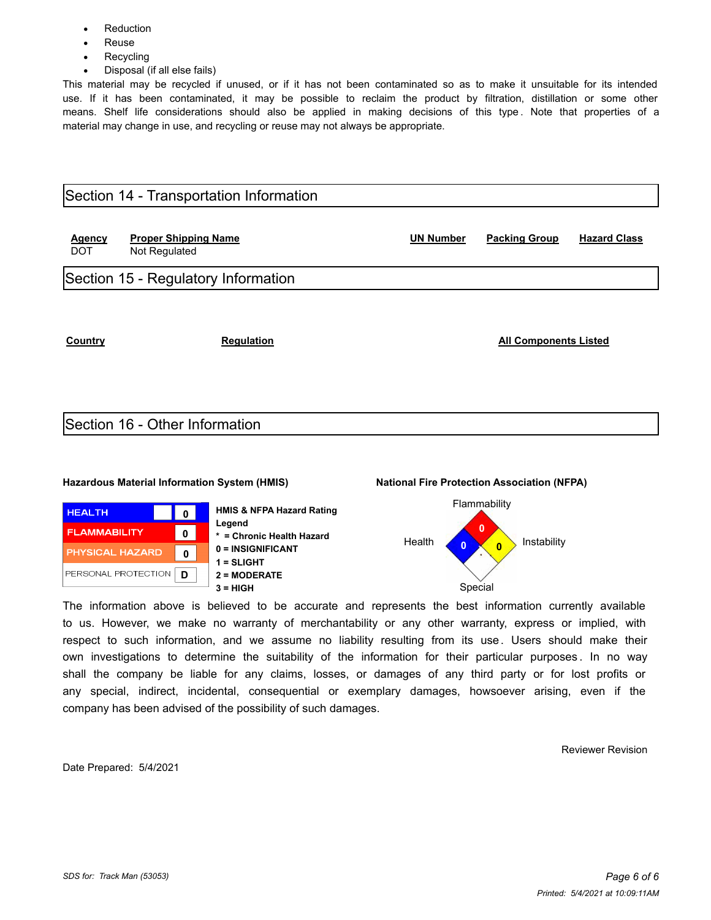- Reduction
- Reuse
- Recycling
- Disposal (if all else fails)

This material may be recycled if unused, or if it has not been contaminated so as to make it unsuitable for its intended use. If it has been contaminated, it may be possible to reclaim the product by filtration, distillation or some other means. Shelf life considerations should also be applied in making decisions of this type. Note that properties of a material may change in use, and recycling or reuse may not always be appropriate.

## Section 14 - Transportation Information

| Agency | Proper Shipping Name | UN Number | Packing Group | Hazard Class |
|---|---|---|---|---|
| DOT | Not Regulated | | | |

## Section 15 - Regulatory Information

| Country | Regulation | All Components Listed |
|---|---|---|

## Section 16 - Other Information

**Hazardous Material Information System (HMIS)**

| | |
|---|---|
| HEALTH | 0 |
| FLAMMABILITY | 0 |
| PHYSICAL HAZARD | 0 |
| PERSONAL PROTECTION | D |

**HMIS & NFPA Hazard Rating Legend**
**\* = Chronic Health Hazard**
**0 = INSIGNIFICANT**
**1 = SLIGHT**
**2 = MODERATE**
**3 = HIGH**

**National Fire Protection Association (NFPA)**

Flammability: 0
Health: 0
Instability: 0
Special

The information above is believed to be accurate and represents the best information currently available to us. However, we make no warranty of merchantability or any other warranty, express or implied, with respect to such information, and we assume no liability resulting from its use. Users should make their own investigations to determine the suitability of the information for their particular purposes. In no way shall the company be liable for any claims, losses, or damages of any third party or for lost profits or any special, indirect, incidental, consequential or exemplary damages, howsoever arising, even if the company has been advised of the possibility of such damages.

Reviewer Revision

Date Prepared: 5/4/2021